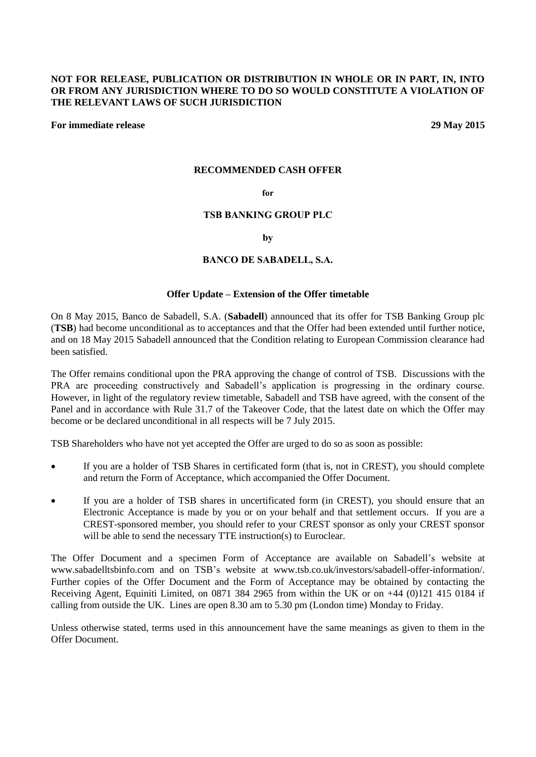**NOT FOR RELEASE, PUBLICATION OR DISTRIBUTION IN WHOLE OR IN PART, IN, INTO OR FROM ANY JURISDICTION WHERE TO DO SO WOULD CONSTITUTE A VIOLATION OF THE RELEVANT LAWS OF SUCH JURISDICTION**

**For immediate release** **29 May 2015**

**RECOMMENDED CASH OFFER**

**for**

**TSB BANKING GROUP PLC**

**by**

**BANCO DE SABADELL, S.A.**

**Offer Update – Extension of the Offer timetable**

On 8 May 2015, Banco de Sabadell, S.A. (**Sabadell**) announced that its offer for TSB Banking Group plc (**TSB**) had become unconditional as to acceptances and that the Offer had been extended until further notice, and on 18 May 2015 Sabadell announced that the Condition relating to European Commission clearance had been satisfied.

The Offer remains conditional upon the PRA approving the change of control of TSB. Discussions with the PRA are proceeding constructively and Sabadell's application is progressing in the ordinary course. However, in light of the regulatory review timetable, Sabadell and TSB have agreed, with the consent of the Panel and in accordance with Rule 31.7 of the Takeover Code, that the latest date on which the Offer may become or be declared unconditional in all respects will be 7 July 2015.

TSB Shareholders who have not yet accepted the Offer are urged to do so as soon as possible:

- If you are a holder of TSB Shares in certificated form (that is, not in CREST), you should complete and return the Form of Acceptance, which accompanied the Offer Document.
- If you are a holder of TSB shares in uncertificated form (in CREST), you should ensure that an Electronic Acceptance is made by you or on your behalf and that settlement occurs. If you are a CREST-sponsored member, you should refer to your CREST sponsor as only your CREST sponsor will be able to send the necessary TTE instruction(s) to Euroclear.

The Offer Document and a specimen Form of Acceptance are available on Sabadell's website at www.sabadelltsbinfo.com and on TSB's website at www.tsb.co.uk/investors/sabadell-offer-information/. Further copies of the Offer Document and the Form of Acceptance may be obtained by contacting the Receiving Agent, Equiniti Limited, on 0871 384 2965 from within the UK or on +44 (0)121 415 0184 if calling from outside the UK. Lines are open 8.30 am to 5.30 pm (London time) Monday to Friday.

Unless otherwise stated, terms used in this announcement have the same meanings as given to them in the Offer Document.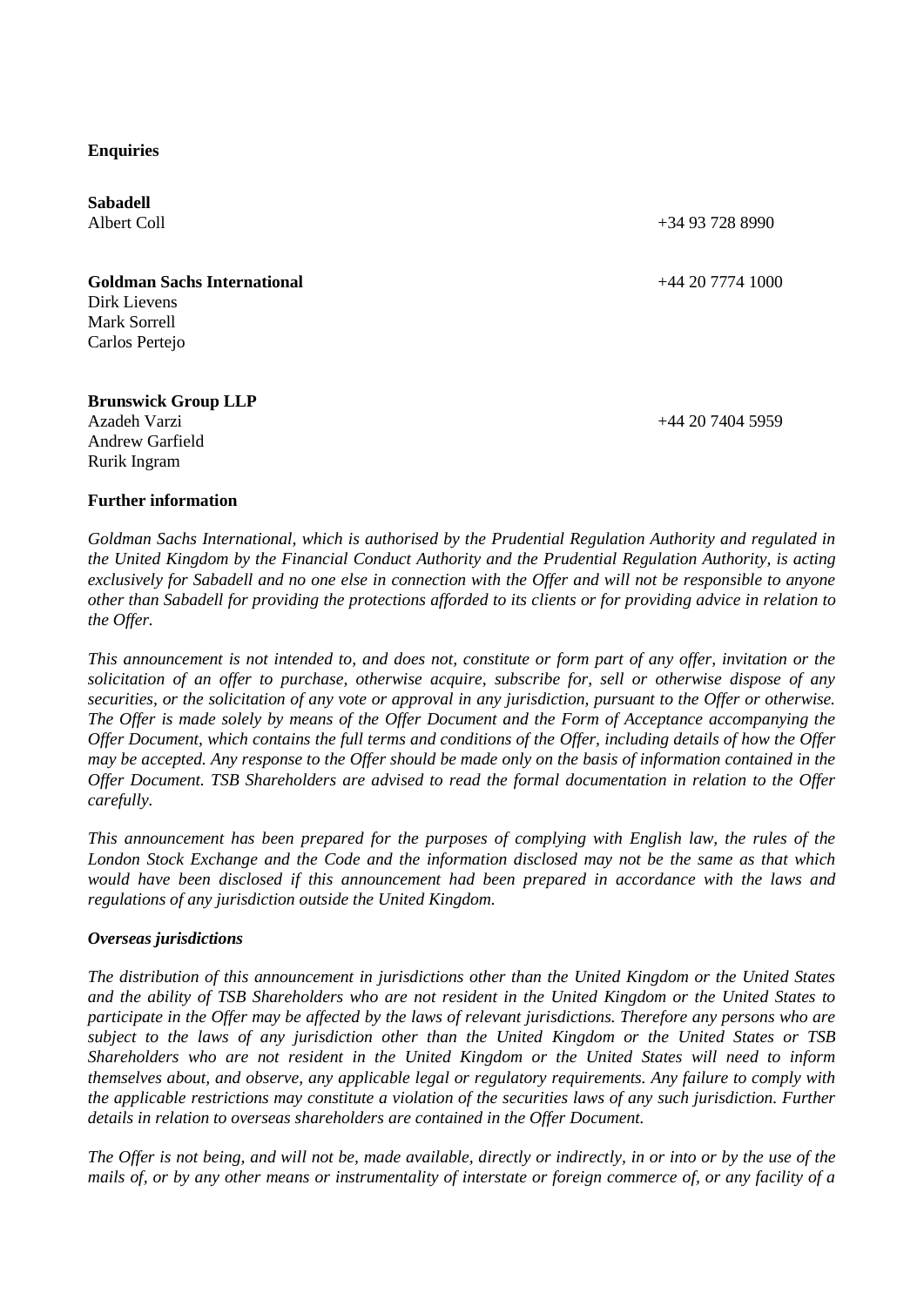**Enquiries**

**Sabadell**
Albert Coll +34 93 728 8990

**Goldman Sachs International** +44 20 7774 1000
Dirk Lievens
Mark Sorrell
Carlos Pertejo

**Brunswick Group LLP**
Azadeh Varzi +44 20 7404 5959
Andrew Garfield
Rurik Ingram

**Further information**

*Goldman Sachs International, which is authorised by the Prudential Regulation Authority and regulated in the United Kingdom by the Financial Conduct Authority and the Prudential Regulation Authority, is acting exclusively for Sabadell and no one else in connection with the Offer and will not be responsible to anyone other than Sabadell for providing the protections afforded to its clients or for providing advice in relation to the Offer.*

*This announcement is not intended to, and does not, constitute or form part of any offer, invitation or the solicitation of an offer to purchase, otherwise acquire, subscribe for, sell or otherwise dispose of any securities, or the solicitation of any vote or approval in any jurisdiction, pursuant to the Offer or otherwise. The Offer is made solely by means of the Offer Document and the Form of Acceptance accompanying the Offer Document, which contains the full terms and conditions of the Offer, including details of how the Offer may be accepted. Any response to the Offer should be made only on the basis of information contained in the Offer Document. TSB Shareholders are advised to read the formal documentation in relation to the Offer carefully.*

*This announcement has been prepared for the purposes of complying with English law, the rules of the London Stock Exchange and the Code and the information disclosed may not be the same as that which would have been disclosed if this announcement had been prepared in accordance with the laws and regulations of any jurisdiction outside the United Kingdom.*

***Overseas jurisdictions***

*The distribution of this announcement in jurisdictions other than the United Kingdom or the United States and the ability of TSB Shareholders who are not resident in the United Kingdom or the United States to participate in the Offer may be affected by the laws of relevant jurisdictions. Therefore any persons who are subject to the laws of any jurisdiction other than the United Kingdom or the United States or TSB Shareholders who are not resident in the United Kingdom or the United States will need to inform themselves about, and observe, any applicable legal or regulatory requirements. Any failure to comply with the applicable restrictions may constitute a violation of the securities laws of any such jurisdiction. Further details in relation to overseas shareholders are contained in the Offer Document.*

*The Offer is not being, and will not be, made available, directly or indirectly, in or into or by the use of the mails of, or by any other means or instrumentality of interstate or foreign commerce of, or any facility of a*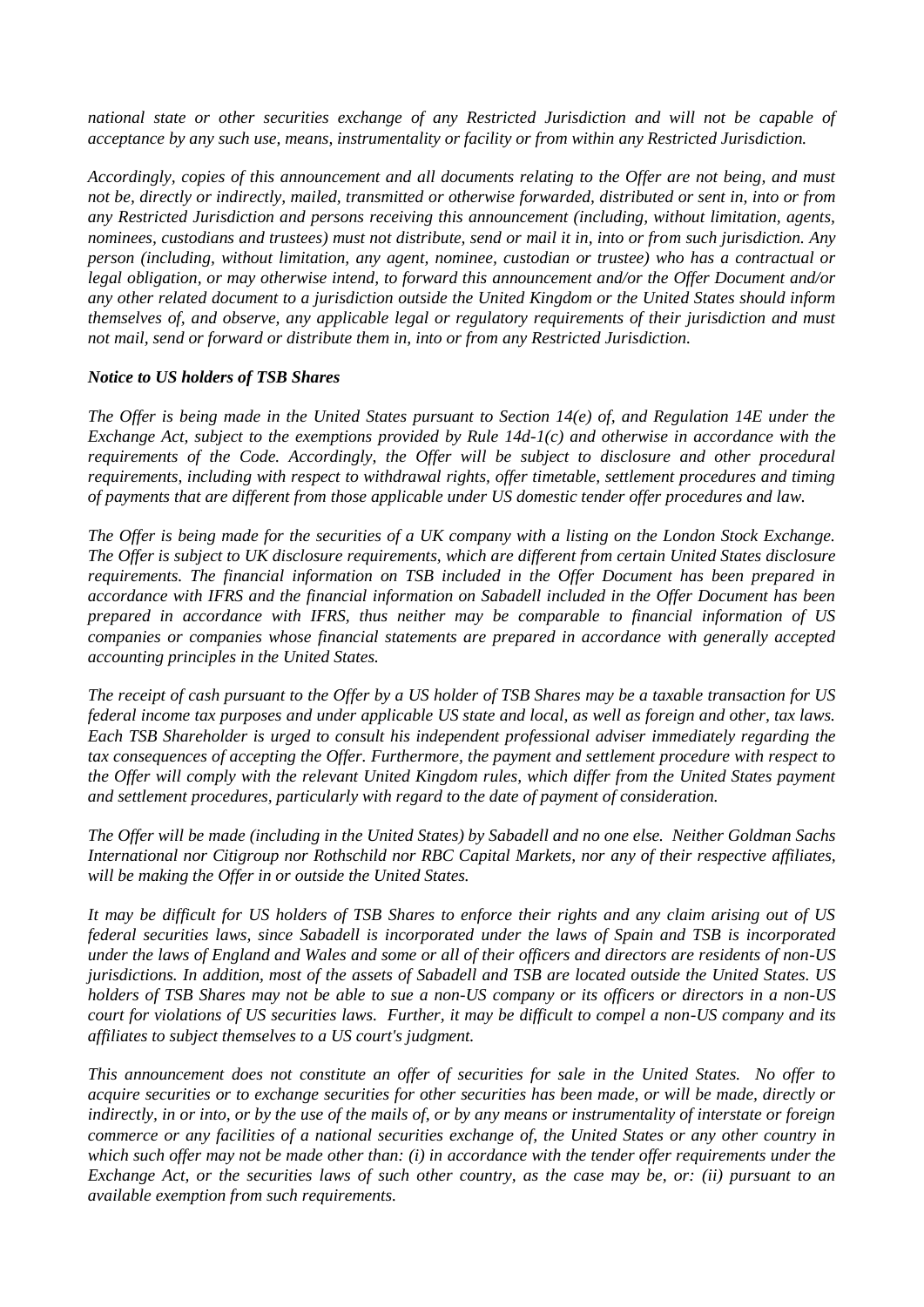*national state or other securities exchange of any Restricted Jurisdiction and will not be capable of acceptance by any such use, means, instrumentality or facility or from within any Restricted Jurisdiction.*

*Accordingly, copies of this announcement and all documents relating to the Offer are not being, and must not be, directly or indirectly, mailed, transmitted or otherwise forwarded, distributed or sent in, into or from any Restricted Jurisdiction and persons receiving this announcement (including, without limitation, agents, nominees, custodians and trustees) must not distribute, send or mail it in, into or from such jurisdiction. Any person (including, without limitation, any agent, nominee, custodian or trustee) who has a contractual or legal obligation, or may otherwise intend, to forward this announcement and/or the Offer Document and/or any other related document to a jurisdiction outside the United Kingdom or the United States should inform themselves of, and observe, any applicable legal or regulatory requirements of their jurisdiction and must not mail, send or forward or distribute them in, into or from any Restricted Jurisdiction.*

***Notice to US holders of TSB Shares***

*The Offer is being made in the United States pursuant to Section 14(e) of, and Regulation 14E under the Exchange Act, subject to the exemptions provided by Rule 14d-1(c) and otherwise in accordance with the requirements of the Code. Accordingly, the Offer will be subject to disclosure and other procedural requirements, including with respect to withdrawal rights, offer timetable, settlement procedures and timing of payments that are different from those applicable under US domestic tender offer procedures and law.*

*The Offer is being made for the securities of a UK company with a listing on the London Stock Exchange. The Offer is subject to UK disclosure requirements, which are different from certain United States disclosure requirements. The financial information on TSB included in the Offer Document has been prepared in accordance with IFRS and the financial information on Sabadell included in the Offer Document has been prepared in accordance with IFRS, thus neither may be comparable to financial information of US companies or companies whose financial statements are prepared in accordance with generally accepted accounting principles in the United States.*

*The receipt of cash pursuant to the Offer by a US holder of TSB Shares may be a taxable transaction for US federal income tax purposes and under applicable US state and local, as well as foreign and other, tax laws. Each TSB Shareholder is urged to consult his independent professional adviser immediately regarding the tax consequences of accepting the Offer. Furthermore, the payment and settlement procedure with respect to the Offer will comply with the relevant United Kingdom rules, which differ from the United States payment and settlement procedures, particularly with regard to the date of payment of consideration.*

*The Offer will be made (including in the United States) by Sabadell and no one else. Neither Goldman Sachs International nor Citigroup nor Rothschild nor RBC Capital Markets, nor any of their respective affiliates, will be making the Offer in or outside the United States.*

*It may be difficult for US holders of TSB Shares to enforce their rights and any claim arising out of US federal securities laws, since Sabadell is incorporated under the laws of Spain and TSB is incorporated under the laws of England and Wales and some or all of their officers and directors are residents of non-US jurisdictions. In addition, most of the assets of Sabadell and TSB are located outside the United States. US holders of TSB Shares may not be able to sue a non-US company or its officers or directors in a non-US court for violations of US securities laws. Further, it may be difficult to compel a non-US company and its affiliates to subject themselves to a US court's judgment.*

*This announcement does not constitute an offer of securities for sale in the United States. No offer to acquire securities or to exchange securities for other securities has been made, or will be made, directly or indirectly, in or into, or by the use of the mails of, or by any means or instrumentality of interstate or foreign commerce or any facilities of a national securities exchange of, the United States or any other country in which such offer may not be made other than: (i) in accordance with the tender offer requirements under the Exchange Act, or the securities laws of such other country, as the case may be, or: (ii) pursuant to an available exemption from such requirements.*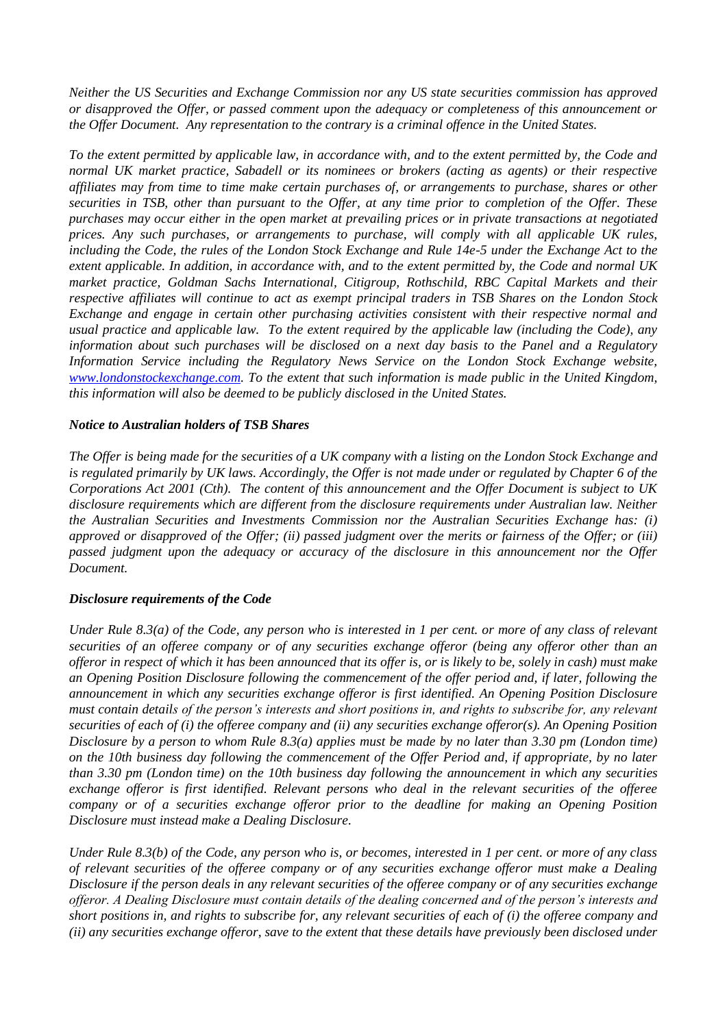*Neither the US Securities and Exchange Commission nor any US state securities commission has approved or disapproved the Offer, or passed comment upon the adequacy or completeness of this announcement or the Offer Document. Any representation to the contrary is a criminal offence in the United States.*

*To the extent permitted by applicable law, in accordance with, and to the extent permitted by, the Code and normal UK market practice, Sabadell or its nominees or brokers (acting as agents) or their respective affiliates may from time to time make certain purchases of, or arrangements to purchase, shares or other securities in TSB, other than pursuant to the Offer, at any time prior to completion of the Offer. These purchases may occur either in the open market at prevailing prices or in private transactions at negotiated prices. Any such purchases, or arrangements to purchase, will comply with all applicable UK rules, including the Code, the rules of the London Stock Exchange and Rule 14e-5 under the Exchange Act to the extent applicable. In addition, in accordance with, and to the extent permitted by, the Code and normal UK market practice, Goldman Sachs International, Citigroup, Rothschild, RBC Capital Markets and their respective affiliates will continue to act as exempt principal traders in TSB Shares on the London Stock Exchange and engage in certain other purchasing activities consistent with their respective normal and usual practice and applicable law. To the extent required by the applicable law (including the Code), any information about such purchases will be disclosed on a next day basis to the Panel and a Regulatory Information Service including the Regulatory News Service on the London Stock Exchange website, www.londonstockexchange.com. To the extent that such information is made public in the United Kingdom, this information will also be deemed to be publicly disclosed in the United States.*

***Notice to Australian holders of TSB Shares***

*The Offer is being made for the securities of a UK company with a listing on the London Stock Exchange and is regulated primarily by UK laws. Accordingly, the Offer is not made under or regulated by Chapter 6 of the Corporations Act 2001 (Cth). The content of this announcement and the Offer Document is subject to UK disclosure requirements which are different from the disclosure requirements under Australian law. Neither the Australian Securities and Investments Commission nor the Australian Securities Exchange has: (i) approved or disapproved of the Offer; (ii) passed judgment over the merits or fairness of the Offer; or (iii) passed judgment upon the adequacy or accuracy of the disclosure in this announcement nor the Offer Document.*

***Disclosure requirements of the Code***

*Under Rule 8.3(a) of the Code, any person who is interested in 1 per cent. or more of any class of relevant securities of an offeree company or of any securities exchange offeror (being any offeror other than an offeror in respect of which it has been announced that its offer is, or is likely to be, solely in cash) must make an Opening Position Disclosure following the commencement of the offer period and, if later, following the announcement in which any securities exchange offeror is first identified. An Opening Position Disclosure must contain details of the person's interests and short positions in, and rights to subscribe for, any relevant securities of each of (i) the offeree company and (ii) any securities exchange offeror(s). An Opening Position Disclosure by a person to whom Rule 8.3(a) applies must be made by no later than 3.30 pm (London time) on the 10th business day following the commencement of the Offer Period and, if appropriate, by no later than 3.30 pm (London time) on the 10th business day following the announcement in which any securities exchange offeror is first identified. Relevant persons who deal in the relevant securities of the offeree company or of a securities exchange offeror prior to the deadline for making an Opening Position Disclosure must instead make a Dealing Disclosure.*

*Under Rule 8.3(b) of the Code, any person who is, or becomes, interested in 1 per cent. or more of any class of relevant securities of the offeree company or of any securities exchange offeror must make a Dealing Disclosure if the person deals in any relevant securities of the offeree company or of any securities exchange offeror. A Dealing Disclosure must contain details of the dealing concerned and of the person's interests and short positions in, and rights to subscribe for, any relevant securities of each of (i) the offeree company and (ii) any securities exchange offeror, save to the extent that these details have previously been disclosed under*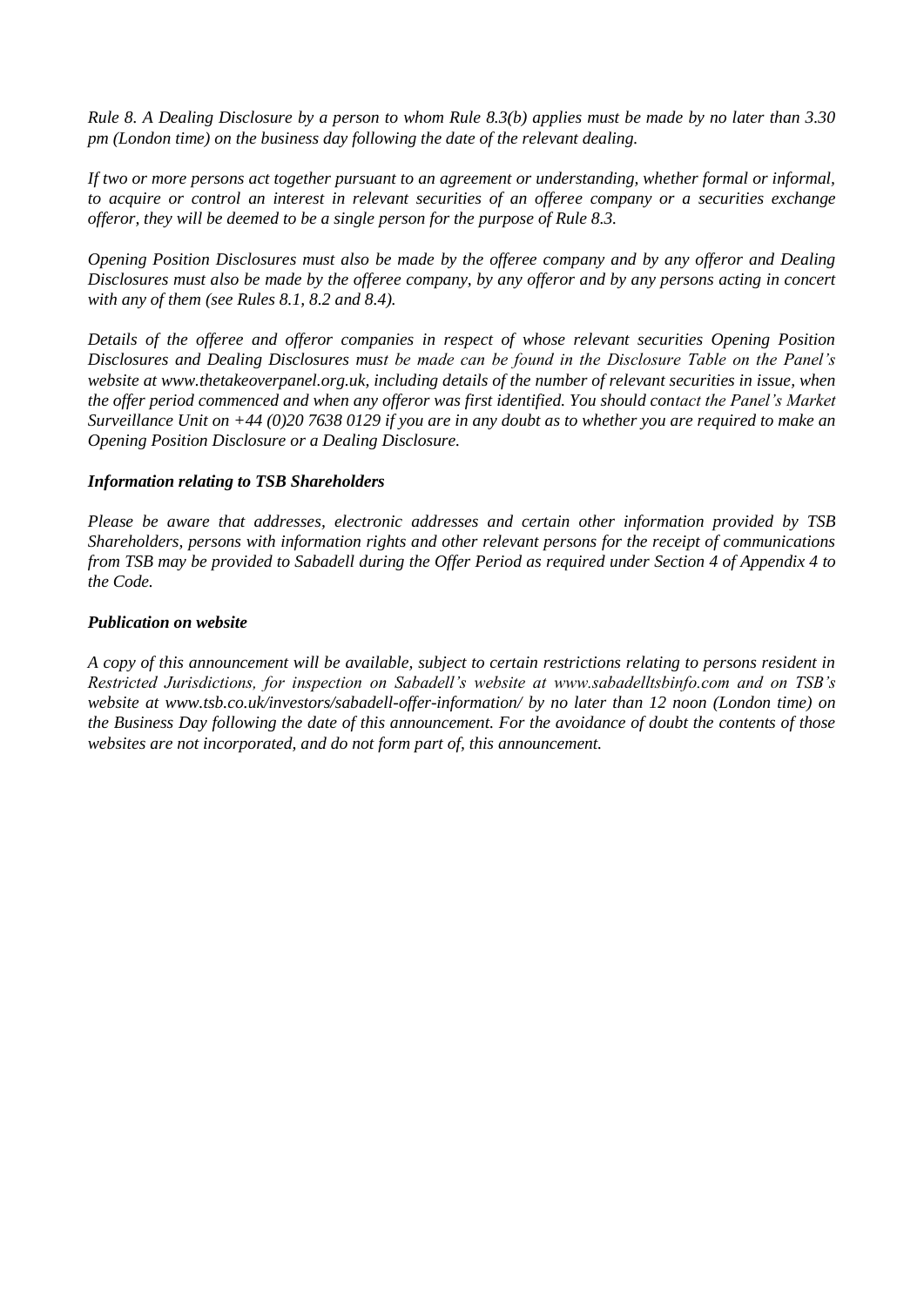*Rule 8. A Dealing Disclosure by a person to whom Rule 8.3(b) applies must be made by no later than 3.30 pm (London time) on the business day following the date of the relevant dealing.*

*If two or more persons act together pursuant to an agreement or understanding, whether formal or informal, to acquire or control an interest in relevant securities of an offeree company or a securities exchange offeror, they will be deemed to be a single person for the purpose of Rule 8.3.*

*Opening Position Disclosures must also be made by the offeree company and by any offeror and Dealing Disclosures must also be made by the offeree company, by any offeror and by any persons acting in concert with any of them (see Rules 8.1, 8.2 and 8.4).*

*Details of the offeree and offeror companies in respect of whose relevant securities Opening Position Disclosures and Dealing Disclosures must be made can be found in the Disclosure Table on the Panel's website at www.thetakeoverpanel.org.uk, including details of the number of relevant securities in issue, when the offer period commenced and when any offeror was first identified. You should contact the Panel's Market Surveillance Unit on +44 (0)20 7638 0129 if you are in any doubt as to whether you are required to make an Opening Position Disclosure or a Dealing Disclosure.*

***Information relating to TSB Shareholders***

*Please be aware that addresses, electronic addresses and certain other information provided by TSB Shareholders, persons with information rights and other relevant persons for the receipt of communications from TSB may be provided to Sabadell during the Offer Period as required under Section 4 of Appendix 4 to the Code.*

***Publication on website***

*A copy of this announcement will be available, subject to certain restrictions relating to persons resident in Restricted Jurisdictions, for inspection on Sabadell's website at www.sabadelltsbinfo.com and on TSB's website at www.tsb.co.uk/investors/sabadell-offer-information/ by no later than 12 noon (London time) on the Business Day following the date of this announcement. For the avoidance of doubt the contents of those websites are not incorporated, and do not form part of, this announcement.*